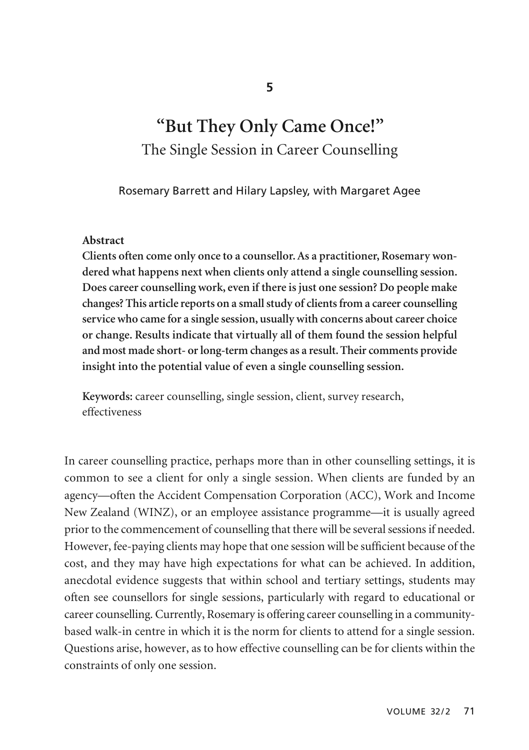5

# "But They Only Came Once!"

## The Single Session in Career Counselling

Rosemary Barrett and Hilary Lapsley, with Margaret Agee

**Abstract**

**Clients often come only once to a counsellor. As a practitioner, Rosemary wondered what happens next when clients only attend a single counselling session. Does career counselling work, even if there is just one session? Do people make changes? This article reports on a small study of clients from a career counselling service who came for a single session, usually with concerns about career choice or change. Results indicate that virtually all of them found the session helpful and most made short- or long-term changes as a result. Their comments provide insight into the potential value of even a single counselling session.**

**Keywords:** career counselling, single session, client, survey research, effectiveness

In career counselling practice, perhaps more than in other counselling settings, it is common to see a client for only a single session. When clients are funded by an agency—often the Accident Compensation Corporation (ACC), Work and Income New Zealand (WINZ), or an employee assistance programme—it is usually agreed prior to the commencement of counselling that there will be several sessions if needed. However, fee-paying clients may hope that one session will be sufficient because of the cost, and they may have high expectations for what can be achieved. In addition, anecdotal evidence suggests that within school and tertiary settings, students may often see counsellors for single sessions, particularly with regard to educational or career counselling. Currently, Rosemary is offering career counselling in a community-based walk-in centre in which it is the norm for clients to attend for a single session. Questions arise, however, as to how effective counselling can be for clients within the constraints of only one session.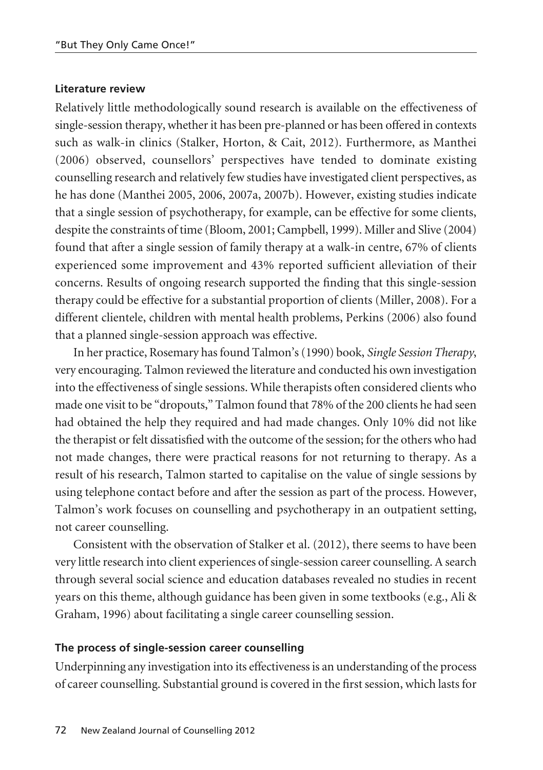### Literature review

Relatively little methodologically sound research is available on the effectiveness of single-session therapy, whether it has been pre-planned or has been offered in contexts such as walk-in clinics (Stalker, Horton, & Cait, 2012). Furthermore, as Manthei (2006) observed, counsellors' perspectives have tended to dominate existing counselling research and relatively few studies have investigated client perspectives, as he has done (Manthei 2005, 2006, 2007a, 2007b). However, existing studies indicate that a single session of psychotherapy, for example, can be effective for some clients, despite the constraints of time (Bloom, 2001; Campbell, 1999). Miller and Slive (2004) found that after a single session of family therapy at a walk-in centre, 67% of clients experienced some improvement and 43% reported sufficient alleviation of their concerns. Results of ongoing research supported the finding that this single-session therapy could be effective for a substantial proportion of clients (Miller, 2008). For a different clientele, children with mental health problems, Perkins (2006) also found that a planned single-session approach was effective.

In her practice, Rosemary has found Talmon's (1990) book, *Single Session Therapy*, very encouraging. Talmon reviewed the literature and conducted his own investigation into the effectiveness of single sessions. While therapists often considered clients who made one visit to be "dropouts," Talmon found that 78% of the 200 clients he had seen had obtained the help they required and had made changes. Only 10% did not like the therapist or felt dissatisfied with the outcome of the session; for the others who had not made changes, there were practical reasons for not returning to therapy. As a result of his research, Talmon started to capitalise on the value of single sessions by using telephone contact before and after the session as part of the process. However, Talmon's work focuses on counselling and psychotherapy in an outpatient setting, not career counselling.

Consistent with the observation of Stalker et al. (2012), there seems to have been very little research into client experiences of single-session career counselling. A search through several social science and education databases revealed no studies in recent years on this theme, although guidance has been given in some textbooks (e.g., Ali & Graham, 1996) about facilitating a single career counselling session.

### The process of single-session career counselling

Underpinning any investigation into its effectiveness is an understanding of the process of career counselling. Substantial ground is covered in the first session, which lasts for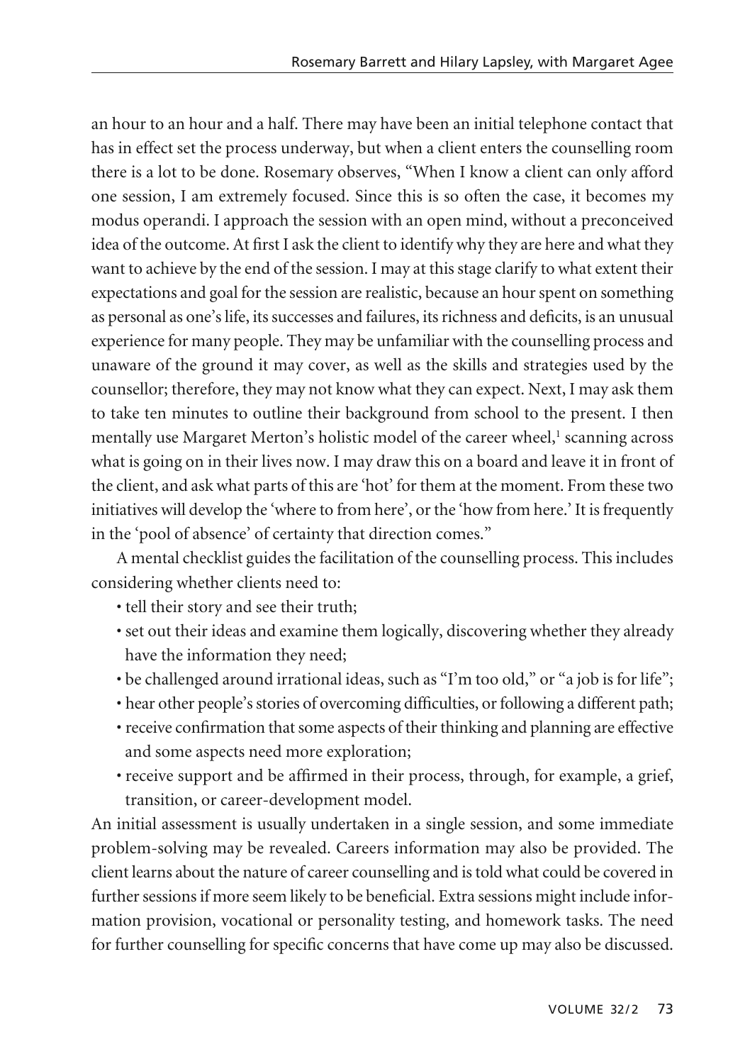an hour to an hour and a half. There may have been an initial telephone contact that has in effect set the process underway, but when a client enters the counselling room there is a lot to be done. Rosemary observes, "When I know a client can only afford one session, I am extremely focused. Since this is so often the case, it becomes my modus operandi. I approach the session with an open mind, without a preconceived idea of the outcome. At first I ask the client to identify why they are here and what they want to achieve by the end of the session. I may at this stage clarify to what extent their expectations and goal for the session are realistic, because an hour spent on something as personal as one's life, its successes and failures, its richness and deficits, is an unusual experience for many people. They may be unfamiliar with the counselling process and unaware of the ground it may cover, as well as the skills and strategies used by the counsellor; therefore, they may not know what they can expect. Next, I may ask them to take ten minutes to outline their background from school to the present. I then mentally use Margaret Merton's holistic model of the career wheel,[1] scanning across what is going on in their lives now. I may draw this on a board and leave it in front of the client, and ask what parts of this are 'hot' for them at the moment. From these two initiatives will develop the 'where to from here', or the 'how from here.' It is frequently in the 'pool of absence' of certainty that direction comes."

A mental checklist guides the facilitation of the counselling process. This includes considering whether clients need to:

- tell their story and see their truth;
- set out their ideas and examine them logically, discovering whether they already have the information they need;
- be challenged around irrational ideas, such as "I'm too old," or "a job is for life";
- hear other people's stories of overcoming difficulties, or following a different path;
- receive confirmation that some aspects of their thinking and planning are effective and some aspects need more exploration;
- receive support and be affirmed in their process, through, for example, a grief, transition, or career-development model.

An initial assessment is usually undertaken in a single session, and some immediate problem-solving may be revealed. Careers information may also be provided. The client learns about the nature of career counselling and is told what could be covered in further sessions if more seem likely to be beneficial. Extra sessions might include information provision, vocational or personality testing, and homework tasks. The need for further counselling for specific concerns that have come up may also be discussed.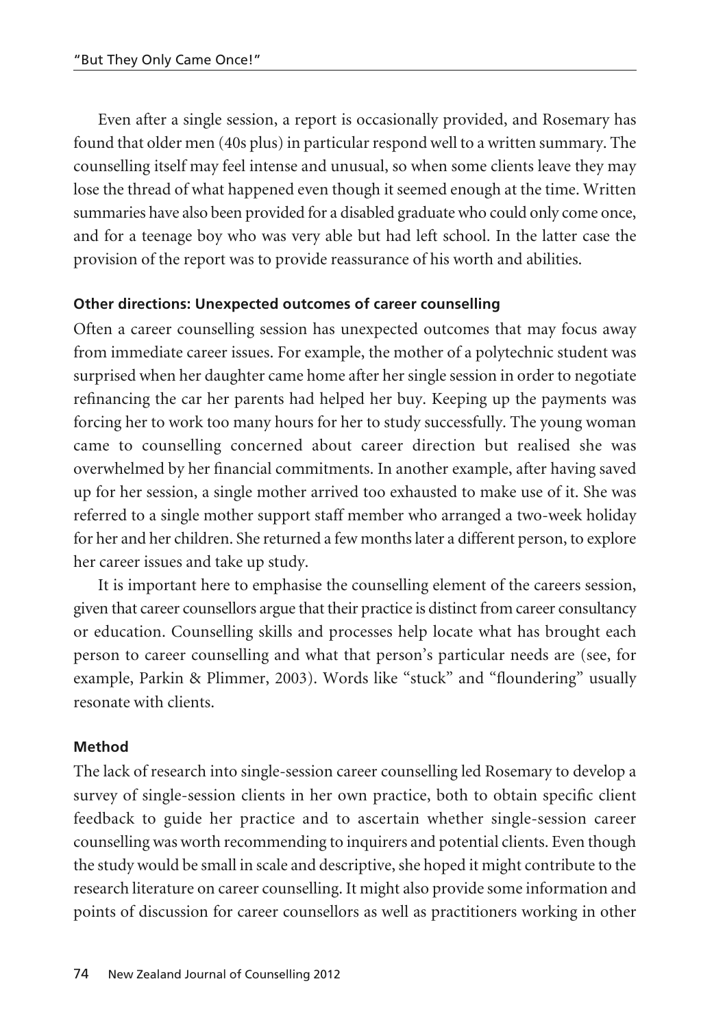Even after a single session, a report is occasionally provided, and Rosemary has found that older men (40s plus) in particular respond well to a written summary. The counselling itself may feel intense and unusual, so when some clients leave they may lose the thread of what happened even though it seemed enough at the time. Written summaries have also been provided for a disabled graduate who could only come once, and for a teenage boy who was very able but had left school. In the latter case the provision of the report was to provide reassurance of his worth and abilities.

### Other directions: Unexpected outcomes of career counselling

Often a career counselling session has unexpected outcomes that may focus away from immediate career issues. For example, the mother of a polytechnic student was surprised when her daughter came home after her single session in order to negotiate refinancing the car her parents had helped her buy. Keeping up the payments was forcing her to work too many hours for her to study successfully. The young woman came to counselling concerned about career direction but realised she was overwhelmed by her financial commitments. In another example, after having saved up for her session, a single mother arrived too exhausted to make use of it. She was referred to a single mother support staff member who arranged a two-week holiday for her and her children. She returned a few months later a different person, to explore her career issues and take up study.

It is important here to emphasise the counselling element of the careers session, given that career counsellors argue that their practice is distinct from career consultancy or education. Counselling skills and processes help locate what has brought each person to career counselling and what that person's particular needs are (see, for example, Parkin & Plimmer, 2003). Words like "stuck" and "floundering" usually resonate with clients.

### Method

The lack of research into single-session career counselling led Rosemary to develop a survey of single-session clients in her own practice, both to obtain specific client feedback to guide her practice and to ascertain whether single-session career counselling was worth recommending to inquirers and potential clients. Even though the study would be small in scale and descriptive, she hoped it might contribute to the research literature on career counselling. It might also provide some information and points of discussion for career counsellors as well as practitioners working in other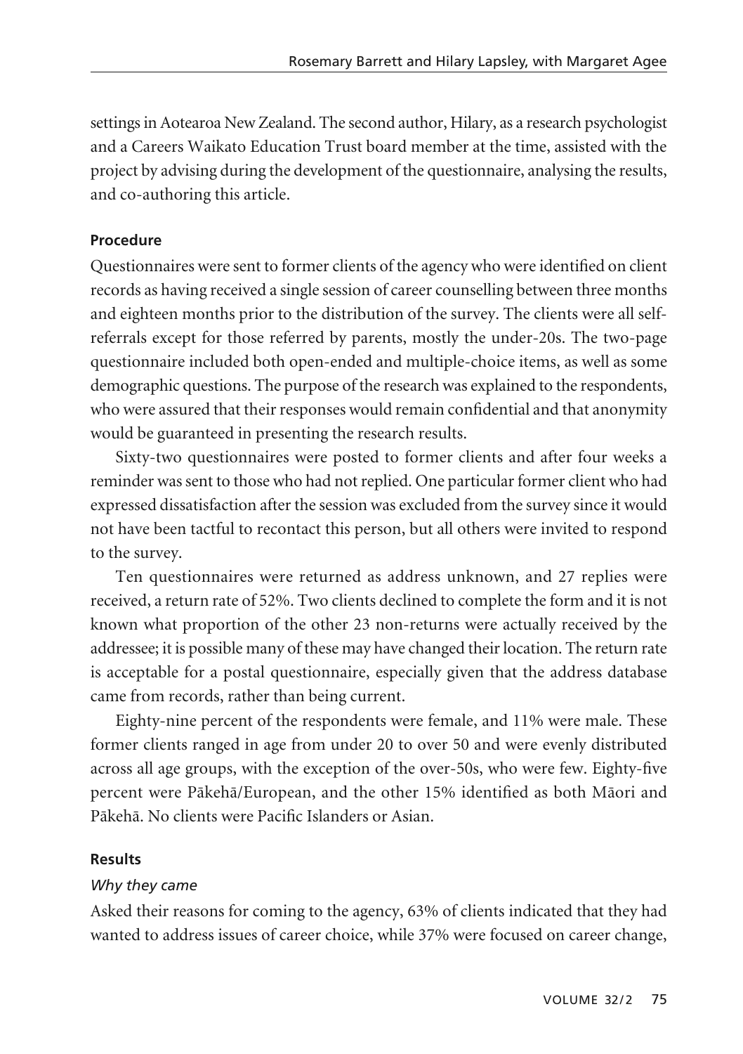settings in Aotearoa New Zealand. The second author, Hilary, as a research psychologist and a Careers Waikato Education Trust board member at the time, assisted with the project by advising during the development of the questionnaire, analysing the results, and co-authoring this article.

### Procedure

Questionnaires were sent to former clients of the agency who were identified on client records as having received a single session of career counselling between three months and eighteen months prior to the distribution of the survey. The clients were all self-referrals except for those referred by parents, mostly the under-20s. The two-page questionnaire included both open-ended and multiple-choice items, as well as some demographic questions. The purpose of the research was explained to the respondents, who were assured that their responses would remain confidential and that anonymity would be guaranteed in presenting the research results.

Sixty-two questionnaires were posted to former clients and after four weeks a reminder was sent to those who had not replied. One particular former client who had expressed dissatisfaction after the session was excluded from the survey since it would not have been tactful to recontact this person, but all others were invited to respond to the survey.

Ten questionnaires were returned as address unknown, and 27 replies were received, a return rate of 52%. Two clients declined to complete the form and it is not known what proportion of the other 23 non-returns were actually received by the addressee; it is possible many of these may have changed their location. The return rate is acceptable for a postal questionnaire, especially given that the address database came from records, rather than being current.

Eighty-nine percent of the respondents were female, and 11% were male. These former clients ranged in age from under 20 to over 50 and were evenly distributed across all age groups, with the exception of the over-50s, who were few. Eighty-five percent were Pākehā/European, and the other 15% identified as both Māori and Pākehā. No clients were Pacific Islanders or Asian.

### Results

#### *Why they came*

Asked their reasons for coming to the agency, 63% of clients indicated that they had wanted to address issues of career choice, while 37% were focused on career change,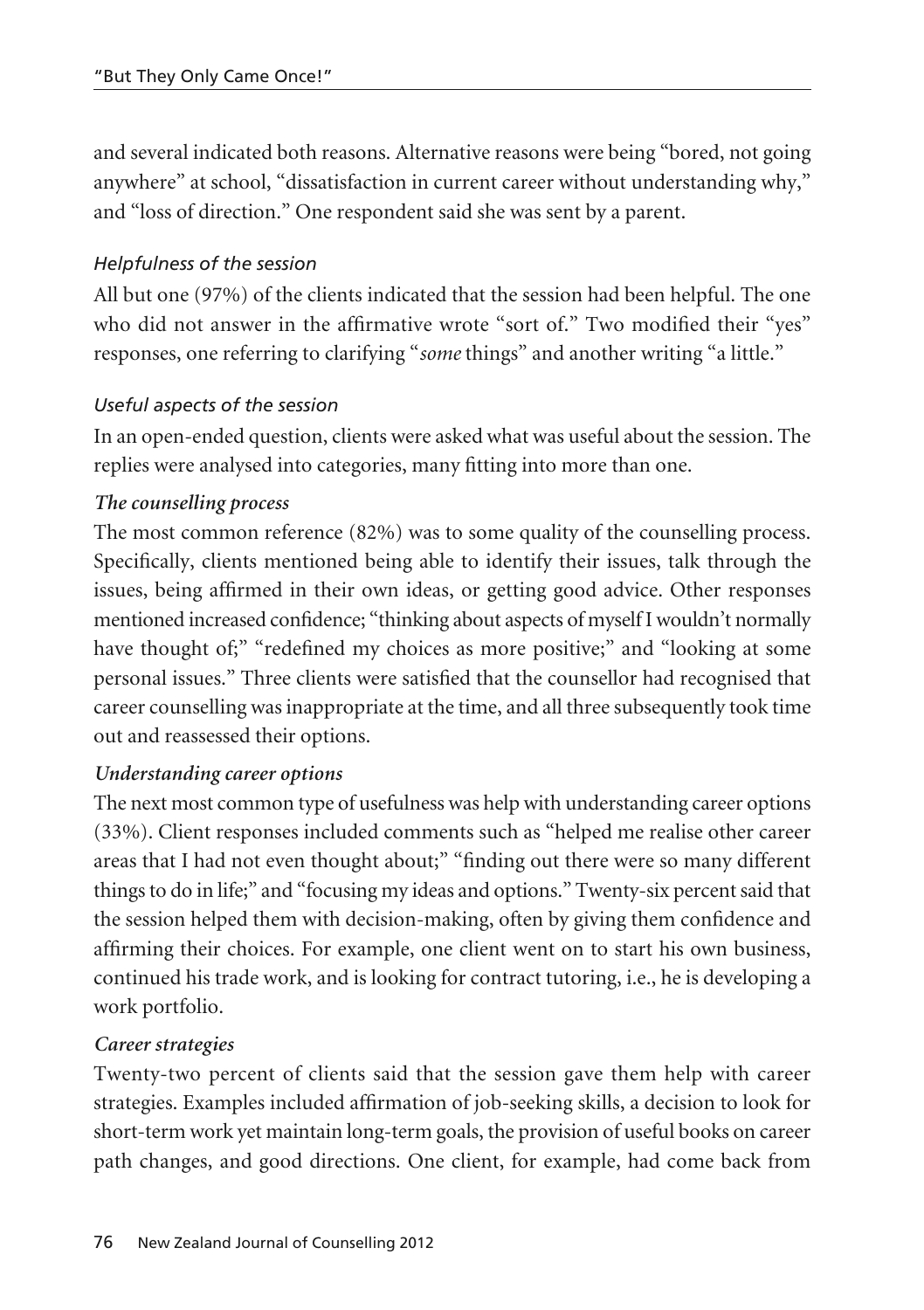and several indicated both reasons. Alternative reasons were being "bored, not going anywhere" at school, "dissatisfaction in current career without understanding why," and "loss of direction." One respondent said she was sent by a parent.

### *Helpfulness of the session*

All but one (97%) of the clients indicated that the session had been helpful. The one who did not answer in the affirmative wrote "sort of." Two modified their "yes" responses, one referring to clarifying "*some* things" and another writing "a little."

### *Useful aspects of the session*

In an open-ended question, clients were asked what was useful about the session. The replies were analysed into categories, many fitting into more than one.

#### *The counselling process*

The most common reference (82%) was to some quality of the counselling process. Specifically, clients mentioned being able to identify their issues, talk through the issues, being affirmed in their own ideas, or getting good advice. Other responses mentioned increased confidence; "thinking about aspects of myself I wouldn't normally have thought of;" "redefined my choices as more positive;" and "looking at some personal issues." Three clients were satisfied that the counsellor had recognised that career counselling was inappropriate at the time, and all three subsequently took time out and reassessed their options.

#### *Understanding career options*

The next most common type of usefulness was help with understanding career options (33%). Client responses included comments such as "helped me realise other career areas that I had not even thought about;" "finding out there were so many different things to do in life;" and "focusing my ideas and options." Twenty-six percent said that the session helped them with decision-making, often by giving them confidence and affirming their choices. For example, one client went on to start his own business, continued his trade work, and is looking for contract tutoring, i.e., he is developing a work portfolio.

#### *Career strategies*

Twenty-two percent of clients said that the session gave them help with career strategies. Examples included affirmation of job-seeking skills, a decision to look for short-term work yet maintain long-term goals, the provision of useful books on career path changes, and good directions. One client, for example, had come back from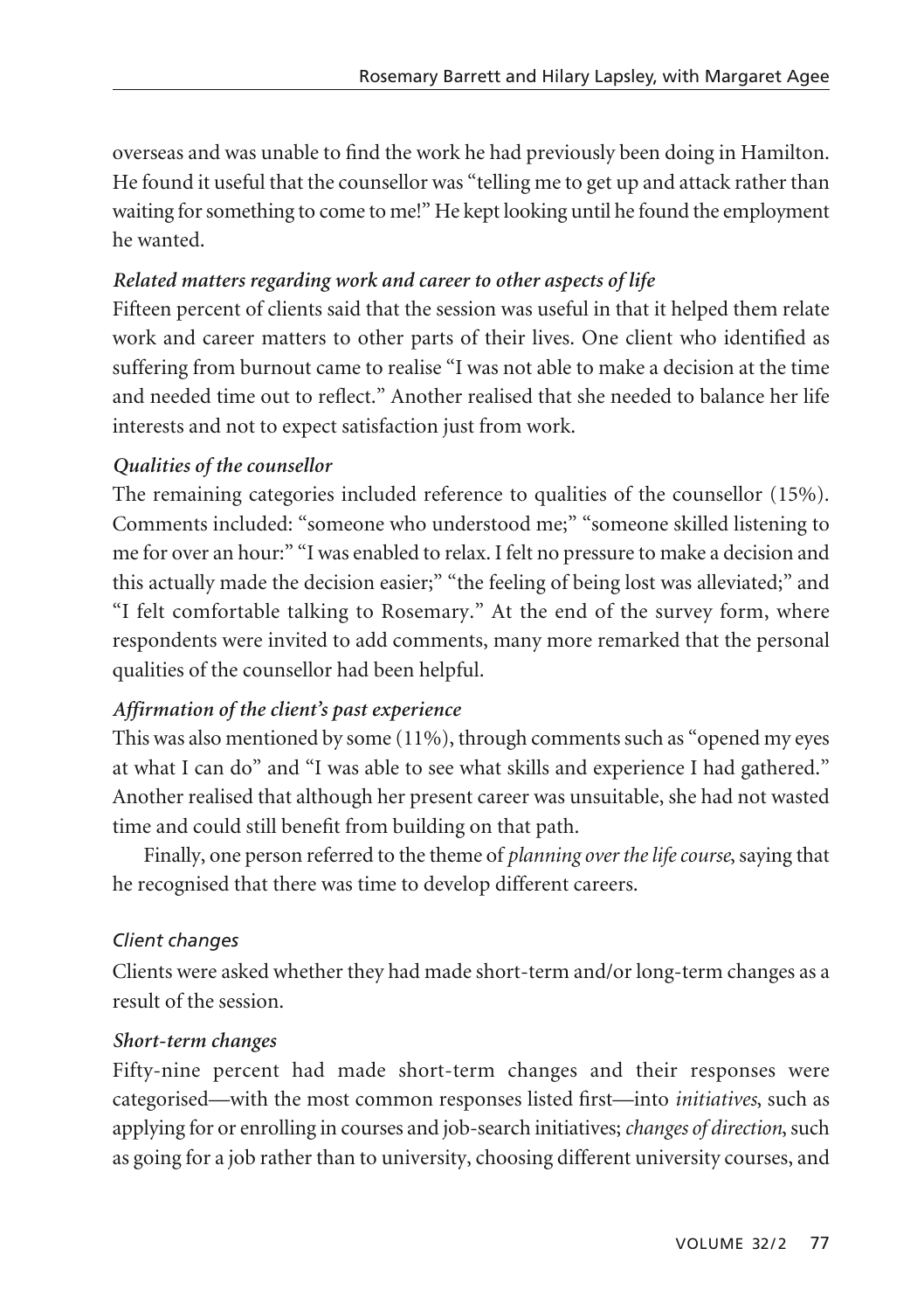overseas and was unable to find the work he had previously been doing in Hamilton. He found it useful that the counsellor was "telling me to get up and attack rather than waiting for something to come to me!" He kept looking until he found the employment he wanted.

#### *Related matters regarding work and career to other aspects of life*

Fifteen percent of clients said that the session was useful in that it helped them relate work and career matters to other parts of their lives. One client who identified as suffering from burnout came to realise "I was not able to make a decision at the time and needed time out to reflect." Another realised that she needed to balance her life interests and not to expect satisfaction just from work.

#### *Qualities of the counsellor*

The remaining categories included reference to qualities of the counsellor (15%). Comments included: "someone who understood me;" "someone skilled listening to me for over an hour:" "I was enabled to relax. I felt no pressure to make a decision and this actually made the decision easier;" "the feeling of being lost was alleviated;" and "I felt comfortable talking to Rosemary." At the end of the survey form, where respondents were invited to add comments, many more remarked that the personal qualities of the counsellor had been helpful.

#### *Affirmation of the client's past experience*

This was also mentioned by some (11%), through comments such as "opened my eyes at what I can do" and "I was able to see what skills and experience I had gathered." Another realised that although her present career was unsuitable, she had not wasted time and could still benefit from building on that path.

Finally, one person referred to the theme of *planning over the life course*, saying that he recognised that there was time to develop different careers.

### *Client changes*

Clients were asked whether they had made short-term and/or long-term changes as a result of the session.

#### *Short-term changes*

Fifty-nine percent had made short-term changes and their responses were categorised—with the most common responses listed first—into *initiatives*, such as applying for or enrolling in courses and job-search initiatives; *changes of direction*, such as going for a job rather than to university, choosing different university courses, and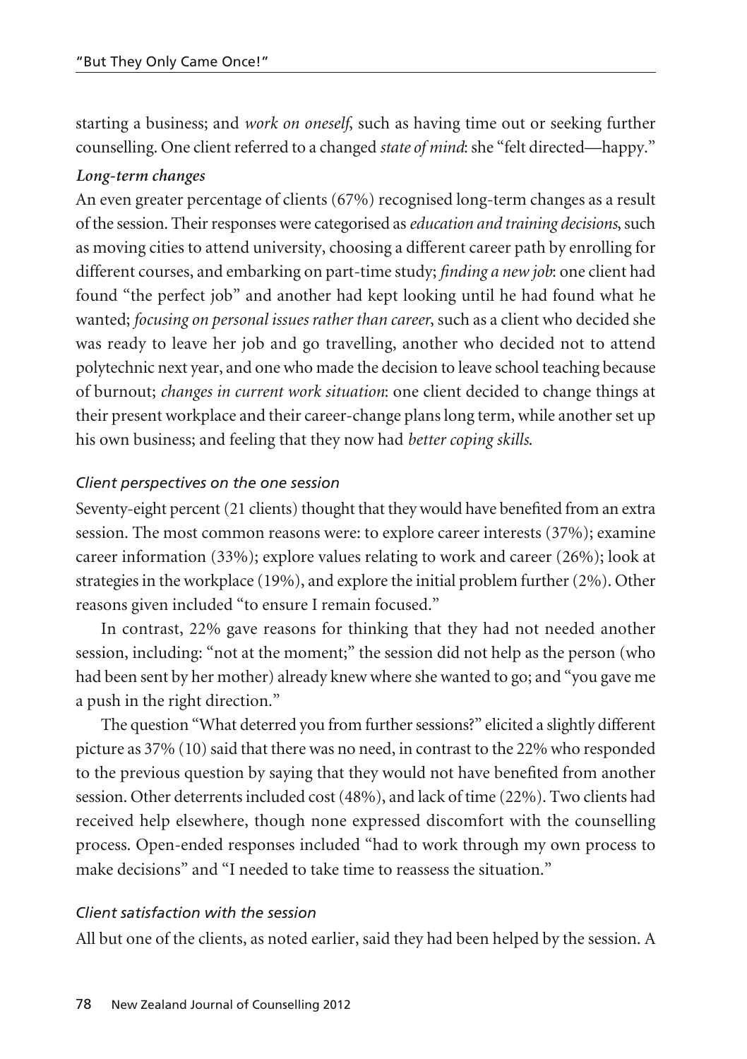starting a business; and *work on oneself*, such as having time out or seeking further counselling. One client referred to a changed *state of mind*: she "felt directed—happy."

#### *Long-term changes*

An even greater percentage of clients (67%) recognised long-term changes as a result of the session. Their responses were categorised as *education and training decisions*, such as moving cities to attend university, choosing a different career path by enrolling for different courses, and embarking on part-time study; *finding a new job*: one client had found "the perfect job" and another had kept looking until he had found what he wanted; *focusing on personal issues rather than career*, such as a client who decided she was ready to leave her job and go travelling, another who decided not to attend polytechnic next year, and one who made the decision to leave school teaching because of burnout; *changes in current work situation*: one client decided to change things at their present workplace and their career-change plans long term, while another set up his own business; and feeling that they now had *better coping skills*.

### *Client perspectives on the one session*

Seventy-eight percent (21 clients) thought that they would have benefited from an extra session. The most common reasons were: to explore career interests (37%); examine career information (33%); explore values relating to work and career (26%); look at strategies in the workplace (19%), and explore the initial problem further (2%). Other reasons given included "to ensure I remain focused."

In contrast, 22% gave reasons for thinking that they had not needed another session, including: "not at the moment;" the session did not help as the person (who had been sent by her mother) already knew where she wanted to go; and "you gave me a push in the right direction."

The question "What deterred you from further sessions?" elicited a slightly different picture as 37% (10) said that there was no need, in contrast to the 22% who responded to the previous question by saying that they would not have benefited from another session. Other deterrents included cost (48%), and lack of time (22%). Two clients had received help elsewhere, though none expressed discomfort with the counselling process. Open-ended responses included "had to work through my own process to make decisions" and "I needed to take time to reassess the situation."

### *Client satisfaction with the session*

All but one of the clients, as noted earlier, said they had been helped by the session. A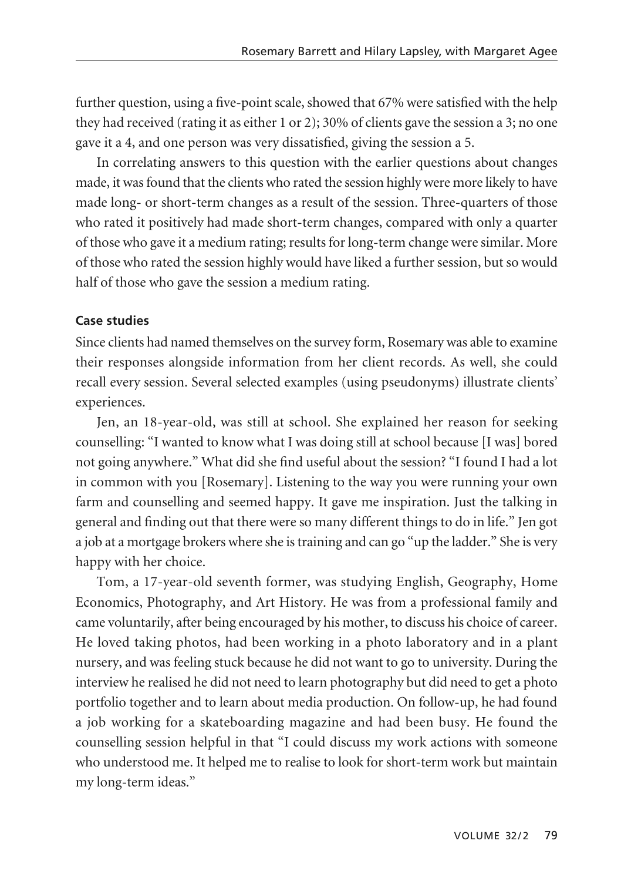further question, using a five-point scale, showed that 67% were satisfied with the help they had received (rating it as either 1 or 2); 30% of clients gave the session a 3; no one gave it a 4, and one person was very dissatisfied, giving the session a 5.

In correlating answers to this question with the earlier questions about changes made, it was found that the clients who rated the session highly were more likely to have made long- or short-term changes as a result of the session. Three-quarters of those who rated it positively had made short-term changes, compared with only a quarter of those who gave it a medium rating; results for long-term change were similar. More of those who rated the session highly would have liked a further session, but so would half of those who gave the session a medium rating.

**Case studies**

Since clients had named themselves on the survey form, Rosemary was able to examine their responses alongside information from her client records. As well, she could recall every session. Several selected examples (using pseudonyms) illustrate clients' experiences.

Jen, an 18-year-old, was still at school. She explained her reason for seeking counselling: "I wanted to know what I was doing still at school because [I was] bored not going anywhere." What did she find useful about the session? "I found I had a lot in common with you [Rosemary]. Listening to the way you were running your own farm and counselling and seemed happy. It gave me inspiration. Just the talking in general and finding out that there were so many different things to do in life." Jen got a job at a mortgage brokers where she is training and can go "up the ladder." She is very happy with her choice.

Tom, a 17-year-old seventh former, was studying English, Geography, Home Economics, Photography, and Art History. He was from a professional family and came voluntarily, after being encouraged by his mother, to discuss his choice of career. He loved taking photos, had been working in a photo laboratory and in a plant nursery, and was feeling stuck because he did not want to go to university. During the interview he realised he did not need to learn photography but did need to get a photo portfolio together and to learn about media production. On follow-up, he had found a job working for a skateboarding magazine and had been busy. He found the counselling session helpful in that "I could discuss my work actions with someone who understood me. It helped me to realise to look for short-term work but maintain my long-term ideas."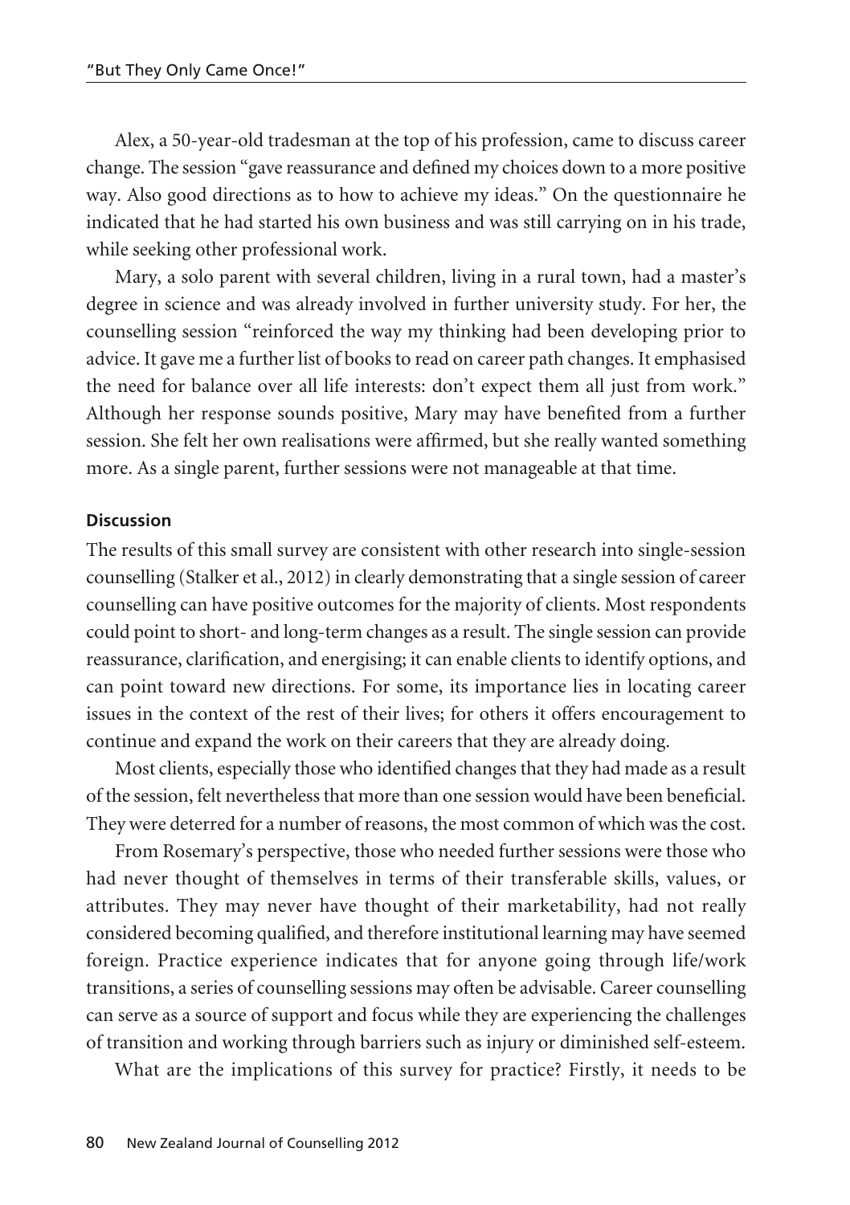Alex, a 50-year-old tradesman at the top of his profession, came to discuss career change. The session "gave reassurance and defined my choices down to a more positive way. Also good directions as to how to achieve my ideas." On the questionnaire he indicated that he had started his own business and was still carrying on in his trade, while seeking other professional work.

Mary, a solo parent with several children, living in a rural town, had a master's degree in science and was already involved in further university study. For her, the counselling session "reinforced the way my thinking had been developing prior to advice. It gave me a further list of books to read on career path changes. It emphasised the need for balance over all life interests: don't expect them all just from work." Although her response sounds positive, Mary may have benefited from a further session. She felt her own realisations were affirmed, but she really wanted something more. As a single parent, further sessions were not manageable at that time.

**Discussion**

The results of this small survey are consistent with other research into single-session counselling (Stalker et al., 2012) in clearly demonstrating that a single session of career counselling can have positive outcomes for the majority of clients. Most respondents could point to short- and long-term changes as a result. The single session can provide reassurance, clarification, and energising; it can enable clients to identify options, and can point toward new directions. For some, its importance lies in locating career issues in the context of the rest of their lives; for others it offers encouragement to continue and expand the work on their careers that they are already doing.

Most clients, especially those who identified changes that they had made as a result of the session, felt nevertheless that more than one session would have been beneficial. They were deterred for a number of reasons, the most common of which was the cost.

From Rosemary's perspective, those who needed further sessions were those who had never thought of themselves in terms of their transferable skills, values, or attributes. They may never have thought of their marketability, had not really considered becoming qualified, and therefore institutional learning may have seemed foreign. Practice experience indicates that for anyone going through life/work transitions, a series of counselling sessions may often be advisable. Career counselling can serve as a source of support and focus while they are experiencing the challenges of transition and working through barriers such as injury or diminished self-esteem.

What are the implications of this survey for practice? Firstly, it needs to be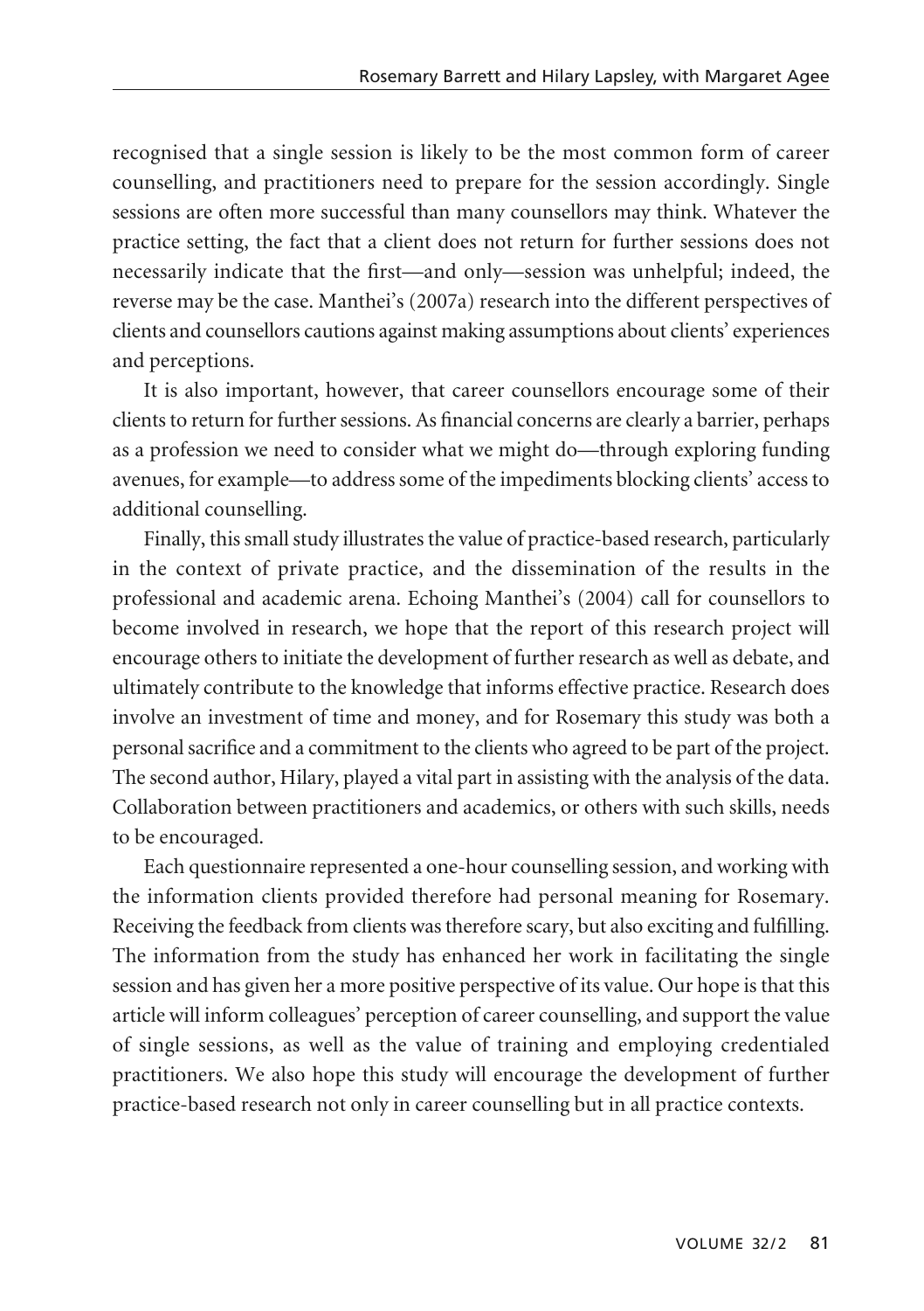recognised that a single session is likely to be the most common form of career counselling, and practitioners need to prepare for the session accordingly. Single sessions are often more successful than many counsellors may think. Whatever the practice setting, the fact that a client does not return for further sessions does not necessarily indicate that the first—and only—session was unhelpful; indeed, the reverse may be the case. Manthei's (2007a) research into the different perspectives of clients and counsellors cautions against making assumptions about clients' experiences and perceptions.

It is also important, however, that career counsellors encourage some of their clients to return for further sessions. As financial concerns are clearly a barrier, perhaps as a profession we need to consider what we might do—through exploring funding avenues, for example—to address some of the impediments blocking clients' access to additional counselling.

Finally, this small study illustrates the value of practice-based research, particularly in the context of private practice, and the dissemination of the results in the professional and academic arena. Echoing Manthei's (2004) call for counsellors to become involved in research, we hope that the report of this research project will encourage others to initiate the development of further research as well as debate, and ultimately contribute to the knowledge that informs effective practice. Research does involve an investment of time and money, and for Rosemary this study was both a personal sacrifice and a commitment to the clients who agreed to be part of the project. The second author, Hilary, played a vital part in assisting with the analysis of the data. Collaboration between practitioners and academics, or others with such skills, needs to be encouraged.

Each questionnaire represented a one-hour counselling session, and working with the information clients provided therefore had personal meaning for Rosemary. Receiving the feedback from clients was therefore scary, but also exciting and fulfilling. The information from the study has enhanced her work in facilitating the single session and has given her a more positive perspective of its value. Our hope is that this article will inform colleagues' perception of career counselling, and support the value of single sessions, as well as the value of training and employing credentialed practitioners. We also hope this study will encourage the development of further practice-based research not only in career counselling but in all practice contexts.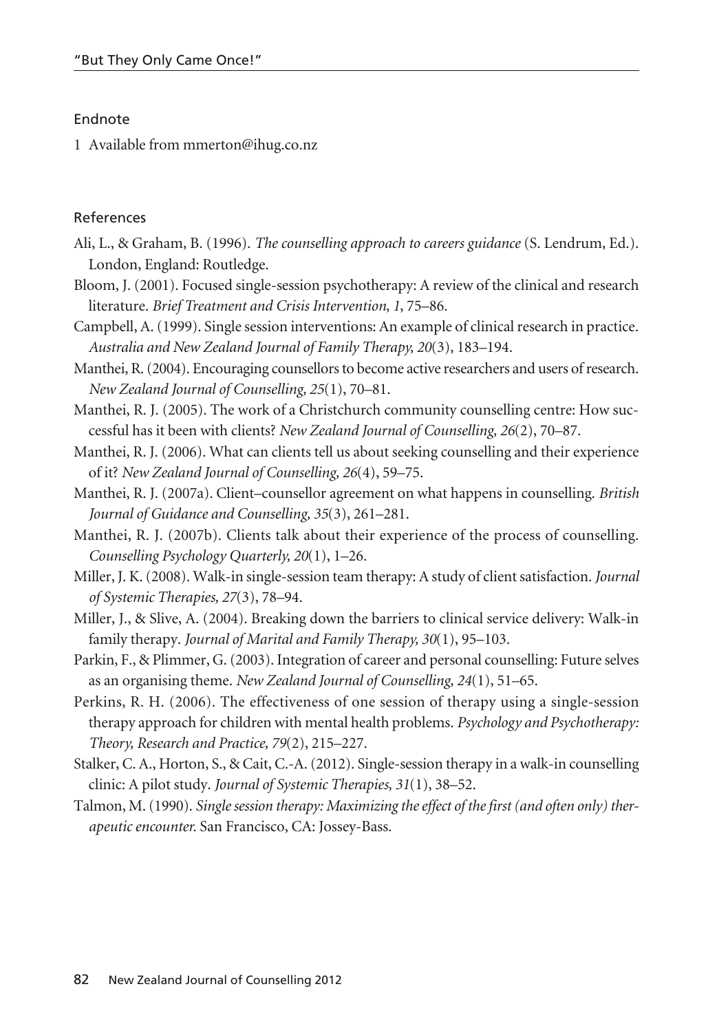## Endnote

1 Available from mmerton@ihug.co.nz

## References

Ali, L., & Graham, B. (1996). *The counselling approach to careers guidance* (S. Lendrum, Ed.). London, England: Routledge.

Bloom, J. (2001). Focused single-session psychotherapy: A review of the clinical and research literature. *Brief Treatment and Crisis Intervention, 1*, 75–86.

Campbell, A. (1999). Single session interventions: An example of clinical research in practice. *Australia and New Zealand Journal of Family Therapy, 20*(3), 183–194.

Manthei, R. (2004). Encouraging counsellors to become active researchers and users of research. *New Zealand Journal of Counselling, 25*(1), 70–81.

Manthei, R. J. (2005). The work of a Christchurch community counselling centre: How successful has it been with clients? *New Zealand Journal of Counselling, 26*(2), 70–87.

Manthei, R. J. (2006). What can clients tell us about seeking counselling and their experience of it? *New Zealand Journal of Counselling, 26*(4), 59–75.

Manthei, R. J. (2007a). Client–counsellor agreement on what happens in counselling. *British Journal of Guidance and Counselling, 35*(3), 261–281.

Manthei, R. J. (2007b). Clients talk about their experience of the process of counselling. *Counselling Psychology Quarterly, 20*(1), 1–26.

Miller, J. K. (2008). Walk-in single-session team therapy: A study of client satisfaction. *Journal of Systemic Therapies, 27*(3), 78–94.

Miller, J., & Slive, A. (2004). Breaking down the barriers to clinical service delivery: Walk-in family therapy. *Journal of Marital and Family Therapy, 30*(1), 95–103.

Parkin, F., & Plimmer, G. (2003). Integration of career and personal counselling: Future selves as an organising theme. *New Zealand Journal of Counselling, 24*(1), 51–65.

Perkins, R. H. (2006). The effectiveness of one session of therapy using a single-session therapy approach for children with mental health problems. *Psychology and Psychotherapy: Theory, Research and Practice, 79*(2), 215–227.

Stalker, C. A., Horton, S., & Cait, C.-A. (2012). Single-session therapy in a walk-in counselling clinic: A pilot study. *Journal of Systemic Therapies, 31*(1), 38–52.

Talmon, M. (1990). *Single session therapy: Maximizing the effect of the first (and often only) therapeutic encounter*. San Francisco, CA: Jossey-Bass.